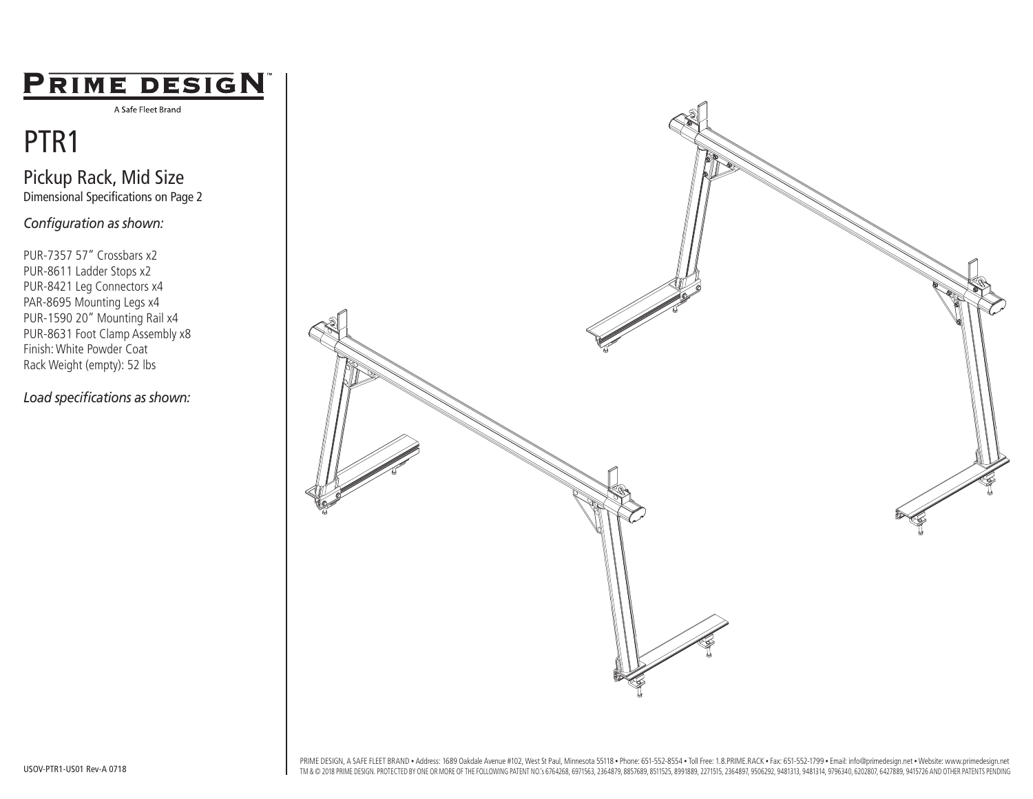# PRIME DESIGN™

A Safe Fleet Brand

# PTR1

## Pickup Rack, Mid Size

Dimensional Specifications on Page 2

*Configuration as shown:*

PUR-7357 57" Crossbars x2
PUR-8611 Ladder Stops x2
PUR-8421 Leg Connectors x4
PAR-8695 Mounting Legs x4
PUR-1590 20" Mounting Rail x4
PUR-8631 Foot Clamp Assembly x8
Finish: White Powder Coat
Rack Weight (empty): 52 lbs

*Load specifications as shown:*

USOV-PTR1-US01 Rev-A 0718

PRIME DESIGN, A SAFE FLEET BRAND • Address: 1689 Oakdale Avenue #102, West St Paul, Minnesota 55118 • Phone: 651-552-8554 • Toll Free: 1.8.PRIME.RACK • Fax: 651-552-1799 • Email: info@primedesign.net • Website: www.primedesign.net
TM & © 2018 PRIME DESIGN. PROTECTED BY ONE OR MORE OF THE FOLLOWING PATENT NO.'s 6764268, 6971563, 2364879, 8857689, 8511525, 8991889, 2271515, 2364897, 9506292, 9481313, 9481314, 9796340, 6202807, 6427889, 9415726 AND OTHER PATENTS PENDING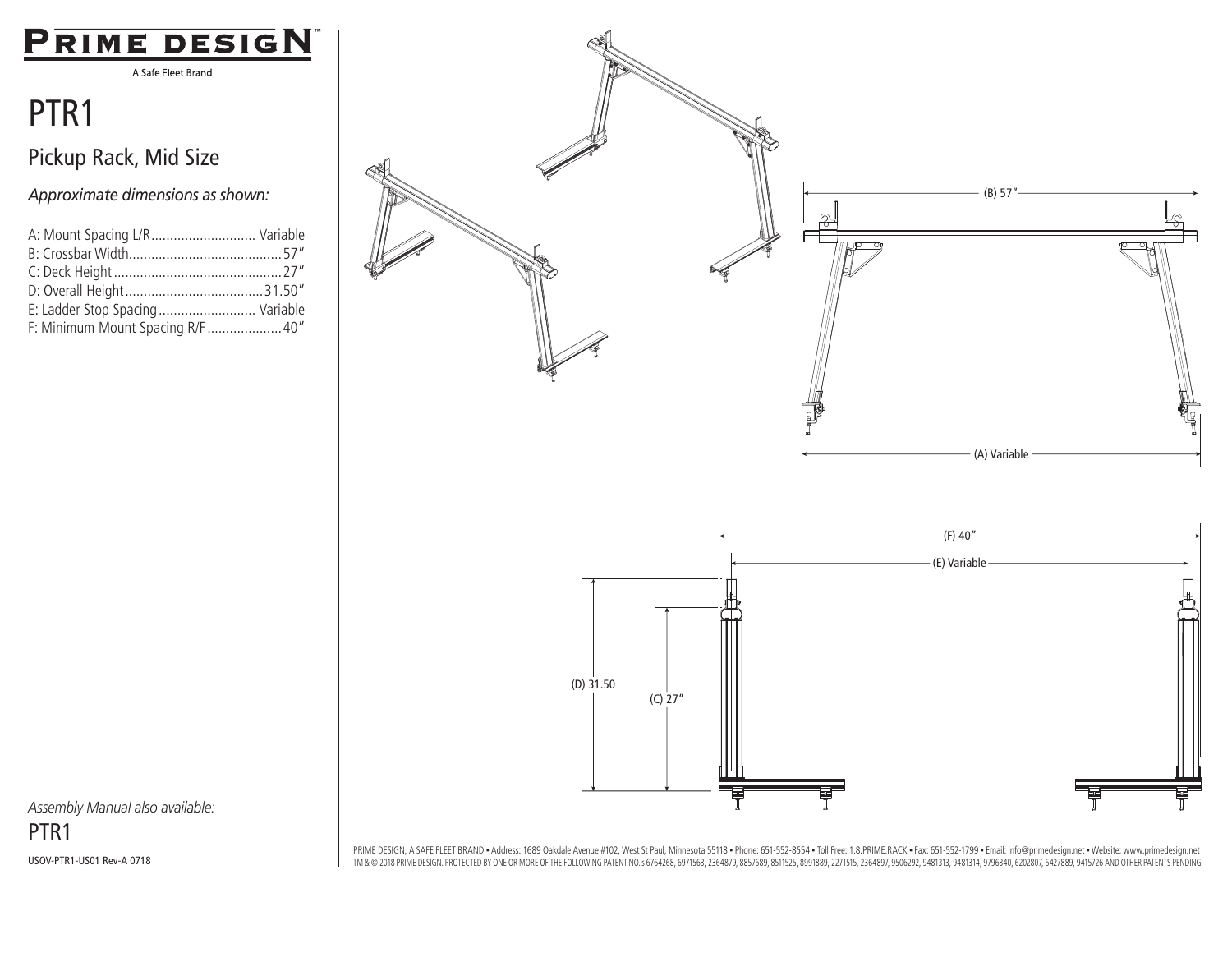# PRIME DESIGN™

A Safe Fleet Brand

# PTR1

## Pickup Rack, Mid Size

*Approximate dimensions as shown:*

A: Mount Spacing L/R............................ Variable
B: Crossbar Width.........................................57″
C: Deck Height.............................................27″
D: Overall Height.....................................31.50″
E: Ladder Stop Spacing.......................... Variable
F: Minimum Mount Spacing R/F....................40″

(B) 57″

(A) Variable

(F) 40″

(E) Variable

(D) 31.50

(C) 27″

*Assembly Manual also available:*

PTR1

USOV-PTR1-US01 Rev-A 0718

PRIME DESIGN, A SAFE FLEET BRAND • Address: 1689 Oakdale Avenue #102, West St Paul, Minnesota 55118 • Phone: 651-552-8554 • Toll Free: 1.8.PRIME.RACK • Fax: 651-552-1799 • Email: info@primedesign.net • Website: www.primedesign.net
TM & © 2018 PRIME DESIGN. PROTECTED BY ONE OR MORE OF THE FOLLOWING PATENT NO.'s 6764268, 6971563, 2364879, 8857689, 8511525, 8991889, 2271515, 2364897, 9506292, 9481313, 9481314, 9796340, 6202807, 6427889, 9415726 AND OTHER PATENTS PENDING